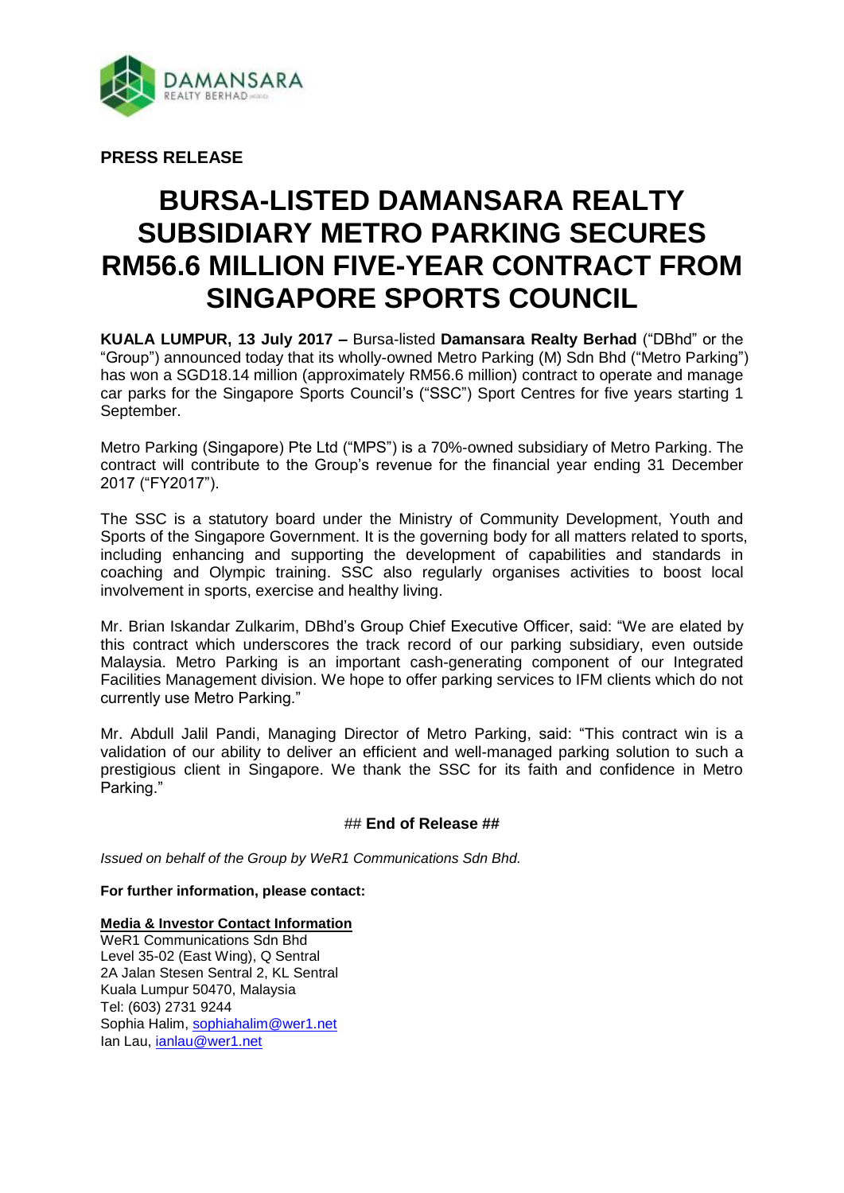**PRESS RELEASE**

# BURSA-LISTED DAMANSARA REALTY SUBSIDIARY METRO PARKING SECURES RM56.6 MILLION FIVE-YEAR CONTRACT FROM SINGAPORE SPORTS COUNCIL

**KUALA LUMPUR, 13 July 2017 –** Bursa-listed **Damansara Realty Berhad** ("DBhd" or the "Group") announced today that its wholly-owned Metro Parking (M) Sdn Bhd ("Metro Parking") has won a SGD18.14 million (approximately RM56.6 million) contract to operate and manage car parks for the Singapore Sports Council's ("SSC") Sport Centres for five years starting 1 September.

Metro Parking (Singapore) Pte Ltd ("MPS") is a 70%-owned subsidiary of Metro Parking. The contract will contribute to the Group's revenue for the financial year ending 31 December 2017 ("FY2017").

The SSC is a statutory board under the Ministry of Community Development, Youth and Sports of the Singapore Government. It is the governing body for all matters related to sports, including enhancing and supporting the development of capabilities and standards in coaching and Olympic training. SSC also regularly organises activities to boost local involvement in sports, exercise and healthy living.

Mr. Brian Iskandar Zulkarim, DBhd's Group Chief Executive Officer, said: "We are elated by this contract which underscores the track record of our parking subsidiary, even outside Malaysia. Metro Parking is an important cash-generating component of our Integrated Facilities Management division. We hope to offer parking services to IFM clients which do not currently use Metro Parking."

Mr. Abdull Jalil Pandi, Managing Director of Metro Parking, said: "This contract win is a validation of our ability to deliver an efficient and well-managed parking solution to such a prestigious client in Singapore. We thank the SSC for its faith and confidence in Metro Parking."

## **End of Release ##**

*Issued on behalf of the Group by WeR1 Communications Sdn Bhd.*

**For further information, please contact:**

**Media & Investor Contact Information**

WeR1 Communications Sdn Bhd
Level 35-02 (East Wing), Q Sentral
2A Jalan Stesen Sentral 2, KL Sentral
Kuala Lumpur 50470, Malaysia
Tel: (603) 2731 9244
Sophia Halim, sophiahalim@wer1.net
Ian Lau, ianlau@wer1.net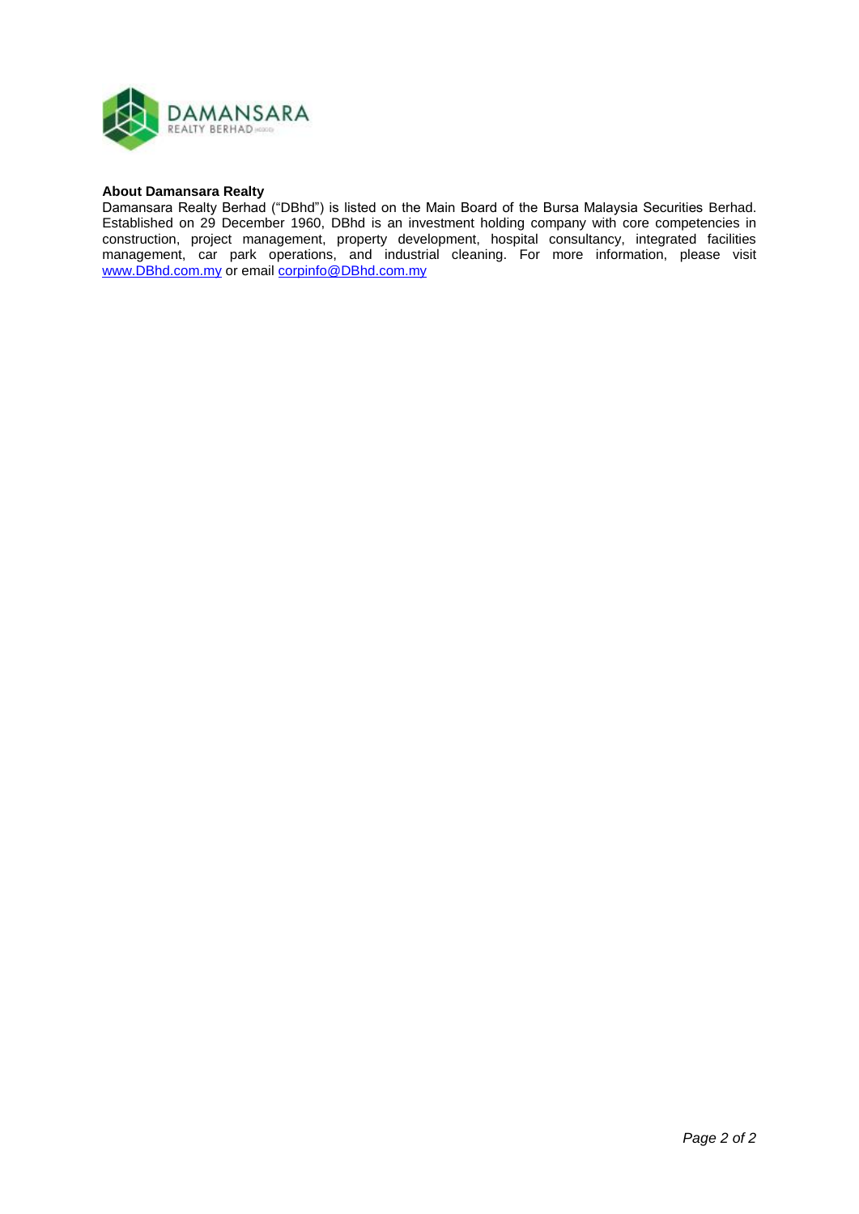**About Damansara Realty**

Damansara Realty Berhad ("DBhd") is listed on the Main Board of the Bursa Malaysia Securities Berhad. Established on 29 December 1960, DBhd is an investment holding company with core competencies in construction, project management, property development, hospital consultancy, integrated facilities management, car park operations, and industrial cleaning. For more information, please visit www.DBhd.com.my or email corpinfo@DBhd.com.my